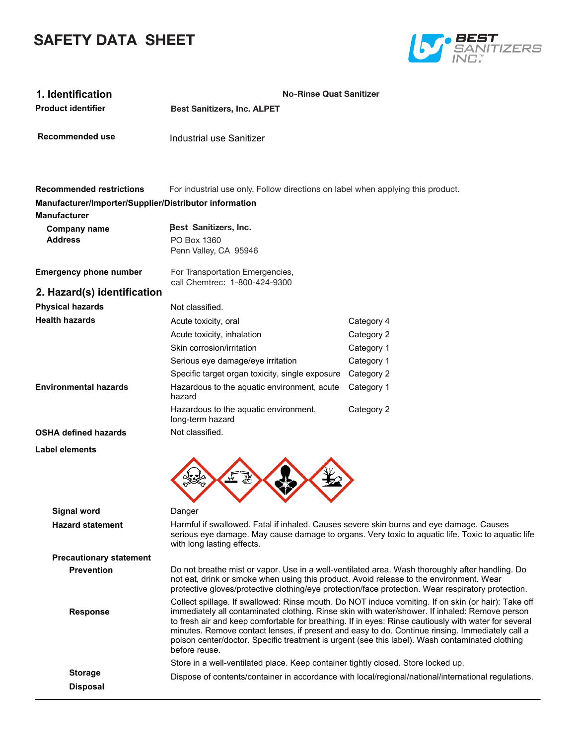# SAFETY DATA SHEET

## 1. Identification

**No-Rinse Quat Sanitizer**

| | |
|---|---|
| **Product identifier** | **Best Sanitizers, Inc. ALPET** |
| **Recommended use** | Industrial use Sanitizer |
| **Recommended restrictions** | For industrial use only. Follow directions on label when applying this product. |

**Manufacturer/Importer/Supplier/Distributor information**

**Manufacturer**

| | |
|---|---|
| **Company name** | **Best Sanitizers, Inc.** |
| **Address** | PO Box 1360<br>Penn Valley, CA 95946 |
| **Emergency phone number** | For Transportation Emergencies, call Chemtrec: 1-800-424-9300 |

## 2. Hazard(s) identification

| | | |
|---|---|---|
| **Physical hazards** | Not classified. | |
| **Health hazards** | Acute toxicity, oral | Category 4 |
| | Acute toxicity, inhalation | Category 2 |
| | Skin corrosion/irritation | Category 1 |
| | Serious eye damage/eye irritation | Category 1 |
| | Specific target organ toxicity, single exposure | Category 2 |
| **Environmental hazards** | Hazardous to the aquatic environment, acute hazard | Category 1 |
| | Hazardous to the aquatic environment, long-term hazard | Category 2 |
| **OSHA defined hazards** | Not classified. | |

**Label elements**

**Signal word** Danger

**Hazard statement** Harmful if swallowed. Fatal if inhaled. Causes severe skin burns and eye damage. Causes serious eye damage. May cause damage to organs. Very toxic to aquatic life. Toxic to aquatic life with long lasting effects.

**Precautionary statement**

**Prevention** Do not breathe mist or vapor. Use in a well-ventilated area. Wash thoroughly after handling. Do not eat, drink or smoke when using this product. Avoid release to the environment. Wear protective gloves/protective clothing/eye protection/face protection. Wear respiratory protection.

**Response** Collect spillage. If swallowed: Rinse mouth. Do NOT induce vomiting. If on skin (or hair): Take off immediately all contaminated clothing. Rinse skin with water/shower. If inhaled: Remove person to fresh air and keep comfortable for breathing. If in eyes: Rinse cautiously with water for several minutes. Remove contact lenses, if present and easy to do. Continue rinsing. Immediately call a poison center/doctor. Specific treatment is urgent (see this label). Wash contaminated clothing before reuse.

**Storage** Store in a well-ventilated place. Keep container tightly closed. Store locked up.

**Disposal** Dispose of contents/container in accordance with local/regional/national/international regulations.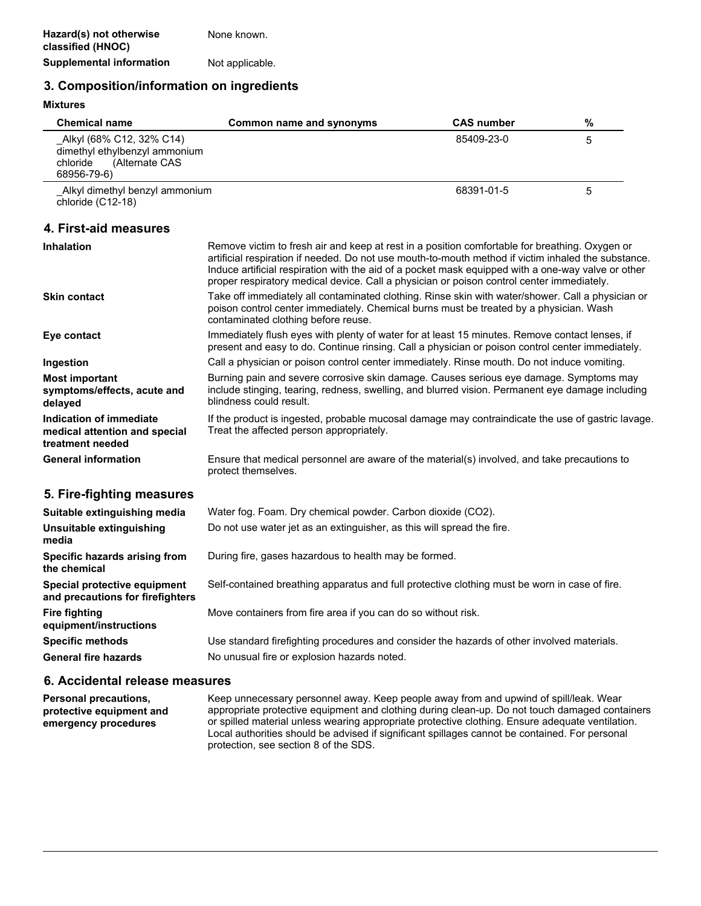| | |
|---|---|
| **Hazard(s) not otherwise classified (HNOC)** | None known. |
| **Supplemental information** | Not applicable. |

## 3. Composition/information on ingredients

**Mixtures**

| Chemical name | Common name and synonyms | CAS number | % |
|---|---|---|---|
| _Alkyl (68% C12, 32% C14) dimethyl ethylbenzyl ammonium chloride (Alternate CAS 68956-79-6) | | 85409-23-0 | 5 |
| _Alkyl dimethyl benzyl ammonium chloride (C12-18) | | 68391-01-5 | 5 |

## 4. First-aid measures

| | |
|---|---|
| **Inhalation** | Remove victim to fresh air and keep at rest in a position comfortable for breathing. Oxygen or artificial respiration if needed. Do not use mouth-to-mouth method if victim inhaled the substance. Induce artificial respiration with the aid of a pocket mask equipped with a one-way valve or other proper respiratory medical device. Call a physician or poison control center immediately. |
| **Skin contact** | Take off immediately all contaminated clothing. Rinse skin with water/shower. Call a physician or poison control center immediately. Chemical burns must be treated by a physician. Wash contaminated clothing before reuse. |
| **Eye contact** | Immediately flush eyes with plenty of water for at least 15 minutes. Remove contact lenses, if present and easy to do. Continue rinsing. Call a physician or poison control center immediately. |
| **Ingestion** | Call a physician or poison control center immediately. Rinse mouth. Do not induce vomiting. |
| **Most important symptoms/effects, acute and delayed** | Burning pain and severe corrosive skin damage. Causes serious eye damage. Symptoms may include stinging, tearing, redness, swelling, and blurred vision. Permanent eye damage including blindness could result. |
| **Indication of immediate medical attention and special treatment needed** | If the product is ingested, probable mucosal damage may contraindicate the use of gastric lavage. Treat the affected person appropriately. |
| **General information** | Ensure that medical personnel are aware of the material(s) involved, and take precautions to protect themselves. |

## 5. Fire-fighting measures

| | |
|---|---|
| **Suitable extinguishing media** | Water fog. Foam. Dry chemical powder. Carbon dioxide ($CO_2$). |
| **Unsuitable extinguishing media** | Do not use water jet as an extinguisher, as this will spread the fire. |
| **Specific hazards arising from the chemical** | During fire, gases hazardous to health may be formed. |
| **Special protective equipment and precautions for firefighters** | Self-contained breathing apparatus and full protective clothing must be worn in case of fire. |
| **Fire fighting equipment/instructions** | Move containers from fire area if you can do so without risk. |
| **Specific methods** | Use standard firefighting procedures and consider the hazards of other involved materials. |
| **General fire hazards** | No unusual fire or explosion hazards noted. |

## 6. Accidental release measures

| | |
|---|---|
| **Personal precautions, protective equipment and emergency procedures** | Keep unnecessary personnel away. Keep people away from and upwind of spill/leak. Wear appropriate protective equipment and clothing during clean-up. Do not touch damaged containers or spilled material unless wearing appropriate protective clothing. Ensure adequate ventilation. Local authorities should be advised if significant spillages cannot be contained. For personal protection, see section 8 of the SDS. |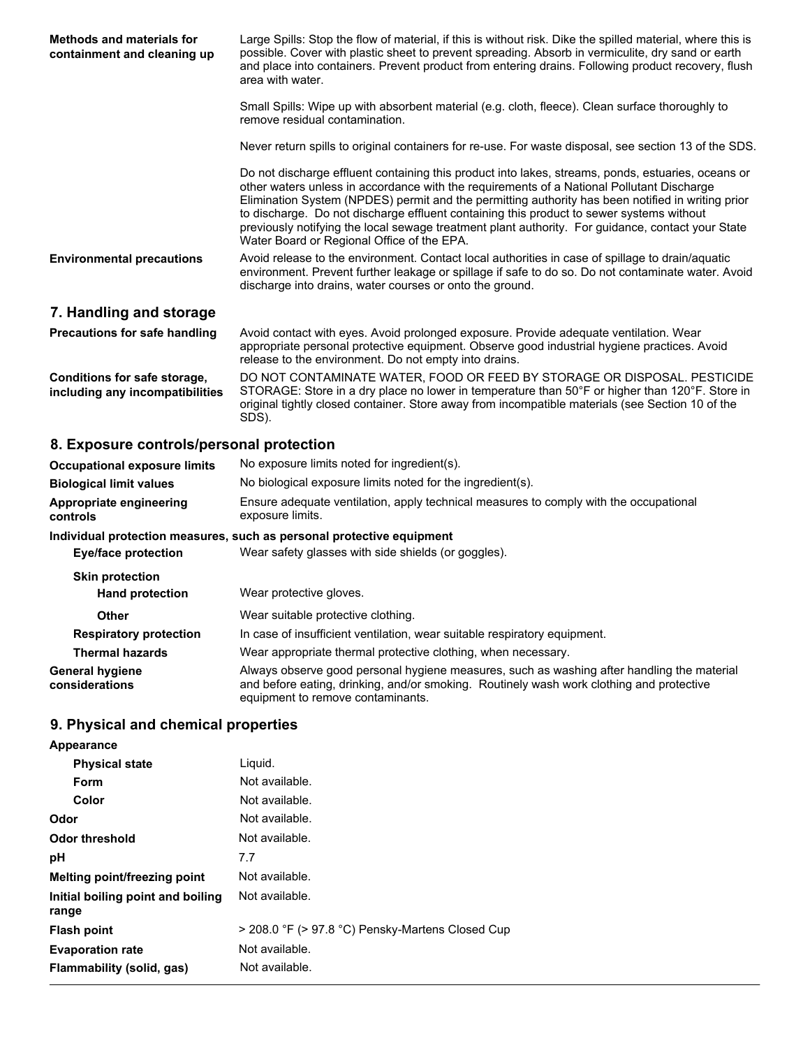| | |
|---|---|
| **Methods and materials for containment and cleaning up** | Large Spills: Stop the flow of material, if this is without risk. Dike the spilled material, where this is possible. Cover with plastic sheet to prevent spreading. Absorb in vermiculite, dry sand or earth and place into containers. Prevent product from entering drains. Following product recovery, flush area with water. |
| | Small Spills: Wipe up with absorbent material (e.g. cloth, fleece). Clean surface thoroughly to remove residual contamination. |
| | Never return spills to original containers for re-use. For waste disposal, see section 13 of the SDS. |
| | Do not discharge effluent containing this product into lakes, streams, ponds, estuaries, oceans or other waters unless in accordance with the requirements of a National Pollutant Discharge Elimination System (NPDES) permit and the permitting authority has been notified in writing prior to discharge. Do not discharge effluent containing this product to sewer systems without previously notifying the local sewage treatment plant authority. For guidance, contact your State Water Board or Regional Office of the EPA. |
| **Environmental precautions** | Avoid release to the environment. Contact local authorities in case of spillage to drain/aquatic environment. Prevent further leakage or spillage if safe to do so. Do not contaminate water. Avoid discharge into drains, water courses or onto the ground. |

## 7. Handling and storage

| | |
|---|---|
| **Precautions for safe handling** | Avoid contact with eyes. Avoid prolonged exposure. Provide adequate ventilation. Wear appropriate personal protective equipment. Observe good industrial hygiene practices. Avoid release to the environment. Do not empty into drains. |
| **Conditions for safe storage, including any incompatibilities** | DO NOT CONTAMINATE WATER, FOOD OR FEED BY STORAGE OR DISPOSAL. PESTICIDE STORAGE: Store in a dry place no lower in temperature than 50°F or higher than 120°F. Store in original tightly closed container. Store away from incompatible materials (see Section 10 of the SDS). |

## 8. Exposure controls/personal protection

| | |
|---|---|
| **Occupational exposure limits** | No exposure limits noted for ingredient(s). |
| **Biological limit values** | No biological exposure limits noted for the ingredient(s). |
| **Appropriate engineering controls** | Ensure adequate ventilation, apply technical measures to comply with the occupational exposure limits. |

**Individual protection measures, such as personal protective equipment**

| | |
|---|---|
| **Eye/face protection** | Wear safety glasses with side shields (or goggles). |
| **Skin protection** | |
| **Hand protection** | Wear protective gloves. |
| **Other** | Wear suitable protective clothing. |
| **Respiratory protection** | In case of insufficient ventilation, wear suitable respiratory equipment. |
| **Thermal hazards** | Wear appropriate thermal protective clothing, when necessary. |
| **General hygiene considerations** | Always observe good personal hygiene measures, such as washing after handling the material and before eating, drinking, and/or smoking. Routinely wash work clothing and protective equipment to remove contaminants. |

## 9. Physical and chemical properties

| | |
|---|---|
| **Appearance** | |
| **Physical state** | Liquid. |
| **Form** | Not available. |
| **Color** | Not available. |
| **Odor** | Not available. |
| **Odor threshold** | Not available. |
| **pH** | 7.7 |
| **Melting point/freezing point** | Not available. |
| **Initial boiling point and boiling range** | Not available. |
| **Flash point** | > 208.0 °F (> 97.8 °C) Pensky-Martens Closed Cup |
| **Evaporation rate** | Not available. |
| **Flammability (solid, gas)** | Not available. |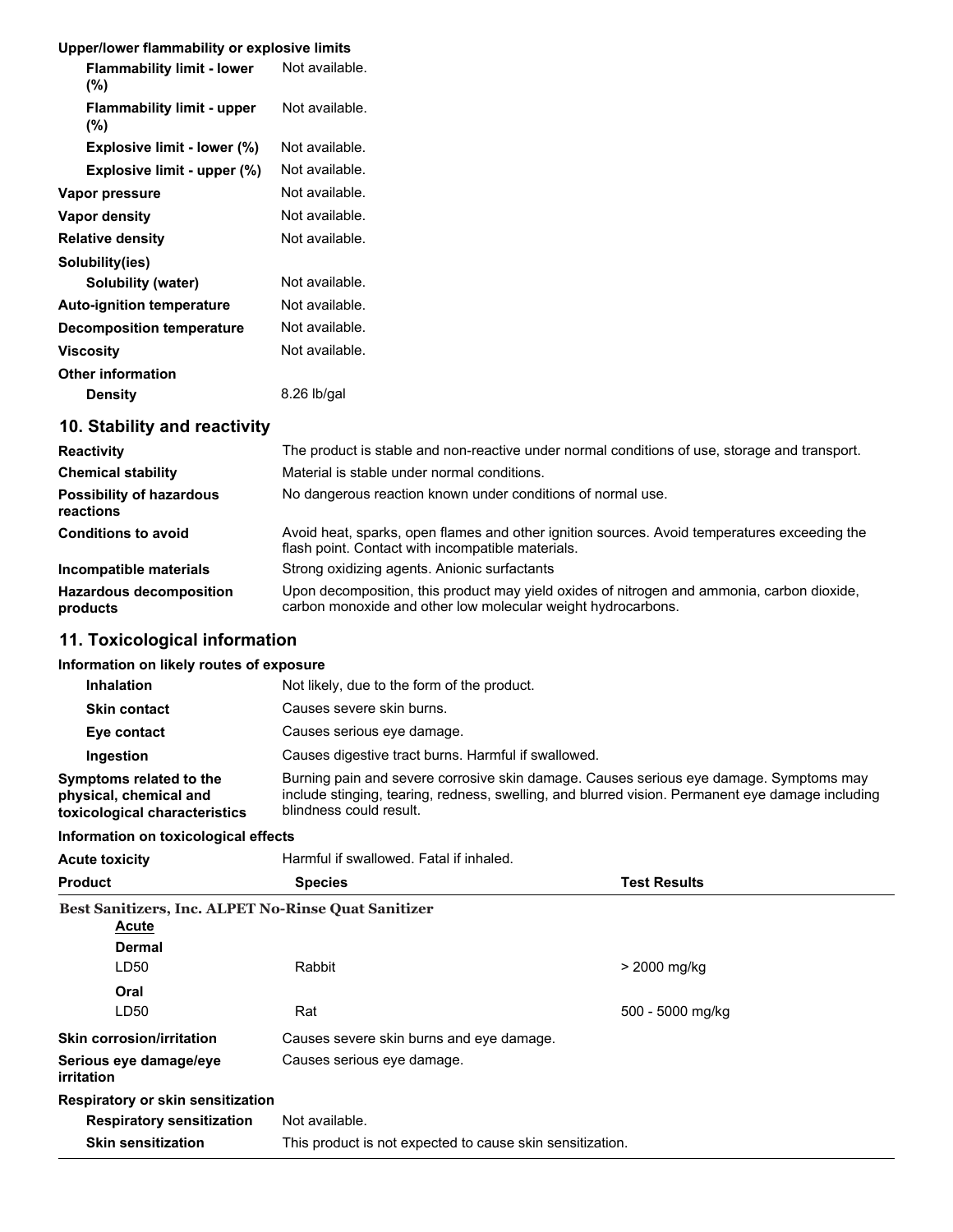**Upper/lower flammability or explosive limits**

| | |
|---|---|
| **Flammability limit - lower (%)** | Not available. |
| **Flammability limit - upper (%)** | Not available. |
| **Explosive limit - lower (%)** | Not available. |
| **Explosive limit - upper (%)** | Not available. |
| **Vapor pressure** | Not available. |
| **Vapor density** | Not available. |
| **Relative density** | Not available. |
| **Solubility(ies)** | |
| **Solubility (water)** | Not available. |
| **Auto-ignition temperature** | Not available. |
| **Decomposition temperature** | Not available. |
| **Viscosity** | Not available. |
| **Other information** | |
| **Density** | 8.26 lb/gal |

## 10. Stability and reactivity

| | |
|---|---|
| **Reactivity** | The product is stable and non-reactive under normal conditions of use, storage and transport. |
| **Chemical stability** | Material is stable under normal conditions. |
| **Possibility of hazardous reactions** | No dangerous reaction known under conditions of normal use. |
| **Conditions to avoid** | Avoid heat, sparks, open flames and other ignition sources. Avoid temperatures exceeding the flash point. Contact with incompatible materials. |
| **Incompatible materials** | Strong oxidizing agents. Anionic surfactants |
| **Hazardous decomposition products** | Upon decomposition, this product may yield oxides of nitrogen and ammonia, carbon dioxide, carbon monoxide and other low molecular weight hydrocarbons. |

## 11. Toxicological information

**Information on likely routes of exposure**

| | |
|---|---|
| **Inhalation** | Not likely, due to the form of the product. |
| **Skin contact** | Causes severe skin burns. |
| **Eye contact** | Causes serious eye damage. |
| **Ingestion** | Causes digestive tract burns. Harmful if swallowed. |
| **Symptoms related to the physical, chemical and toxicological characteristics** | Burning pain and severe corrosive skin damage. Causes serious eye damage. Symptoms may include stinging, tearing, redness, swelling, and blurred vision. Permanent eye damage including blindness could result. |

**Information on toxicological effects**

**Acute toxicity** Harmful if swallowed. Fatal if inhaled.

| Product | Species | Test Results |
|---|---|---|
| **Best Sanitizers, Inc. ALPET No-Rinse Quat Sanitizer** | | |
| Acute | | |
| **Dermal** | | |
| LD50 | Rabbit | > 2000 mg/kg |
| **Oral** | | |
| LD50 | Rat | 500 - 5000 mg/kg |

| | |
|---|---|
| **Skin corrosion/irritation** | Causes severe skin burns and eye damage. |
| **Serious eye damage/eye irritation** | Causes serious eye damage. |
| **Respiratory or skin sensitization** | |
| **Respiratory sensitization** | Not available. |
| **Skin sensitization** | This product is not expected to cause skin sensitization. |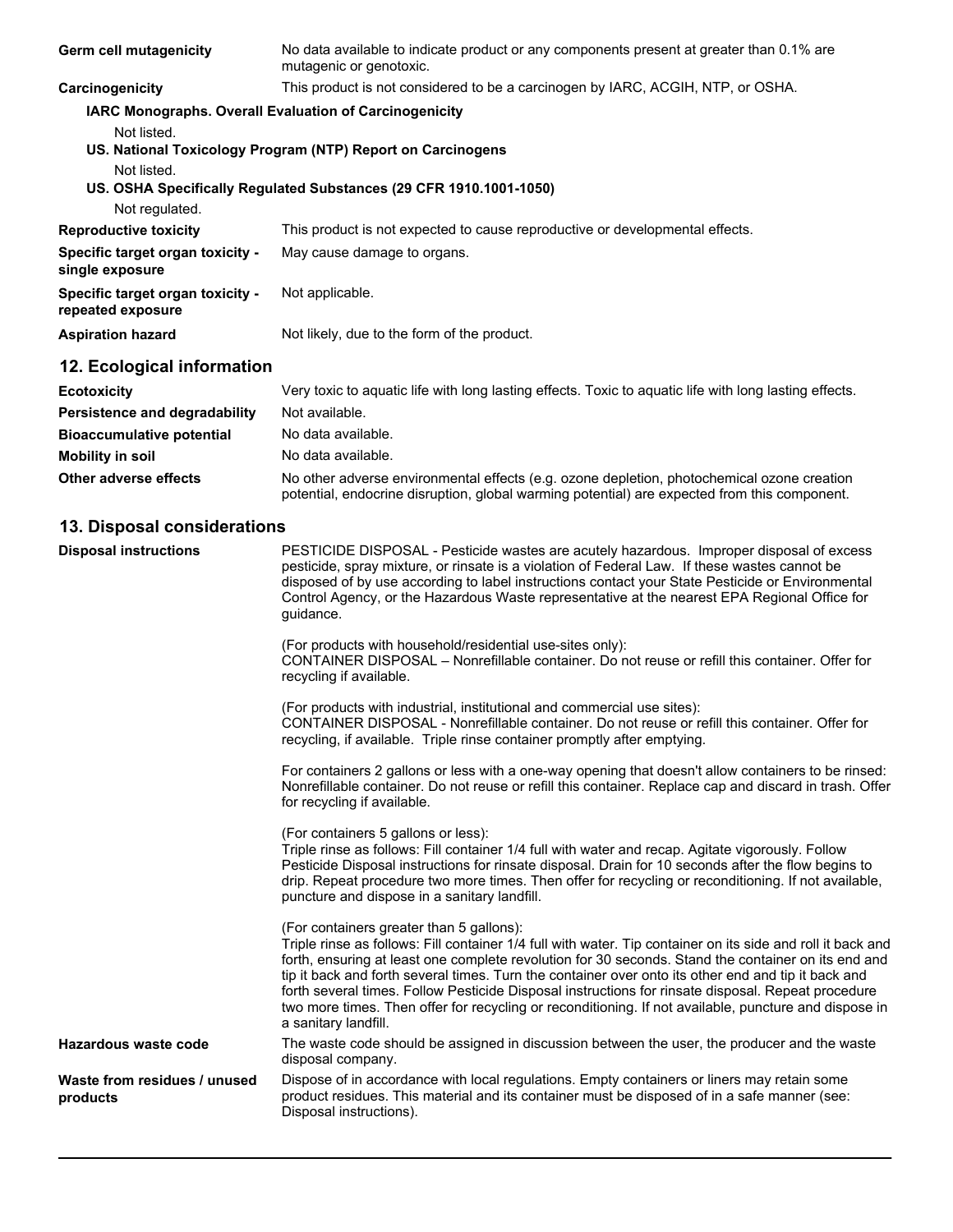**Germ cell mutagenicity** No data available to indicate product or any components present at greater than 0.1% are mutagenic or genotoxic.

**Carcinogenicity** This product is not considered to be a carcinogen by IARC, ACGIH, NTP, or OSHA.

**IARC Monographs. Overall Evaluation of Carcinogenicity**

Not listed.

**US. National Toxicology Program (NTP) Report on Carcinogens**

Not listed.

**US. OSHA Specifically Regulated Substances (29 CFR 1910.1001-1050)**

Not regulated.

**Reproductive toxicity** This product is not expected to cause reproductive or developmental effects.

**Specific target organ toxicity - single exposure** May cause damage to organs.

**Specific target organ toxicity - repeated exposure** Not applicable.

**Aspiration hazard** Not likely, due to the form of the product.

## 12. Ecological information

**Ecotoxicity** Very toxic to aquatic life with long lasting effects. Toxic to aquatic life with long lasting effects.

**Persistence and degradability** Not available.

**Bioaccumulative potential** No data available.

**Mobility in soil** No data available.

**Other adverse effects** No other adverse environmental effects (e.g. ozone depletion, photochemical ozone creation potential, endocrine disruption, global warming potential) are expected from this component.

## 13. Disposal considerations

**Disposal instructions** PESTICIDE DISPOSAL - Pesticide wastes are acutely hazardous. Improper disposal of excess pesticide, spray mixture, or rinsate is a violation of Federal Law. If these wastes cannot be disposed of by use according to label instructions contact your State Pesticide or Environmental Control Agency, or the Hazardous Waste representative at the nearest EPA Regional Office for guidance.

(For products with household/residential use-sites only):
CONTAINER DISPOSAL – Nonrefillable container. Do not reuse or refill this container. Offer for recycling if available.

(For products with industrial, institutional and commercial use sites):
CONTAINER DISPOSAL - Nonrefillable container. Do not reuse or refill this container. Offer for recycling, if available. Triple rinse container promptly after emptying.

For containers 2 gallons or less with a one-way opening that doesn't allow containers to be rinsed: Nonrefillable container. Do not reuse or refill this container. Replace cap and discard in trash. Offer for recycling if available.

(For containers 5 gallons or less):
Triple rinse as follows: Fill container 1/4 full with water and recap. Agitate vigorously. Follow Pesticide Disposal instructions for rinsate disposal. Drain for 10 seconds after the flow begins to drip. Repeat procedure two more times. Then offer for recycling or reconditioning. If not available, puncture and dispose in a sanitary landfill.

(For containers greater than 5 gallons):
Triple rinse as follows: Fill container 1/4 full with water. Tip container on its side and roll it back and forth, ensuring at least one complete revolution for 30 seconds. Stand the container on its end and tip it back and forth several times. Turn the container over onto its other end and tip it back and forth several times. Follow Pesticide Disposal instructions for rinsate disposal. Repeat procedure two more times. Then offer for recycling or reconditioning. If not available, puncture and dispose in a sanitary landfill.

**Hazardous waste code** The waste code should be assigned in discussion between the user, the producer and the waste disposal company.

**Waste from residues / unused products** Dispose of in accordance with local regulations. Empty containers or liners may retain some product residues. This material and its container must be disposed of in a safe manner (see: Disposal instructions).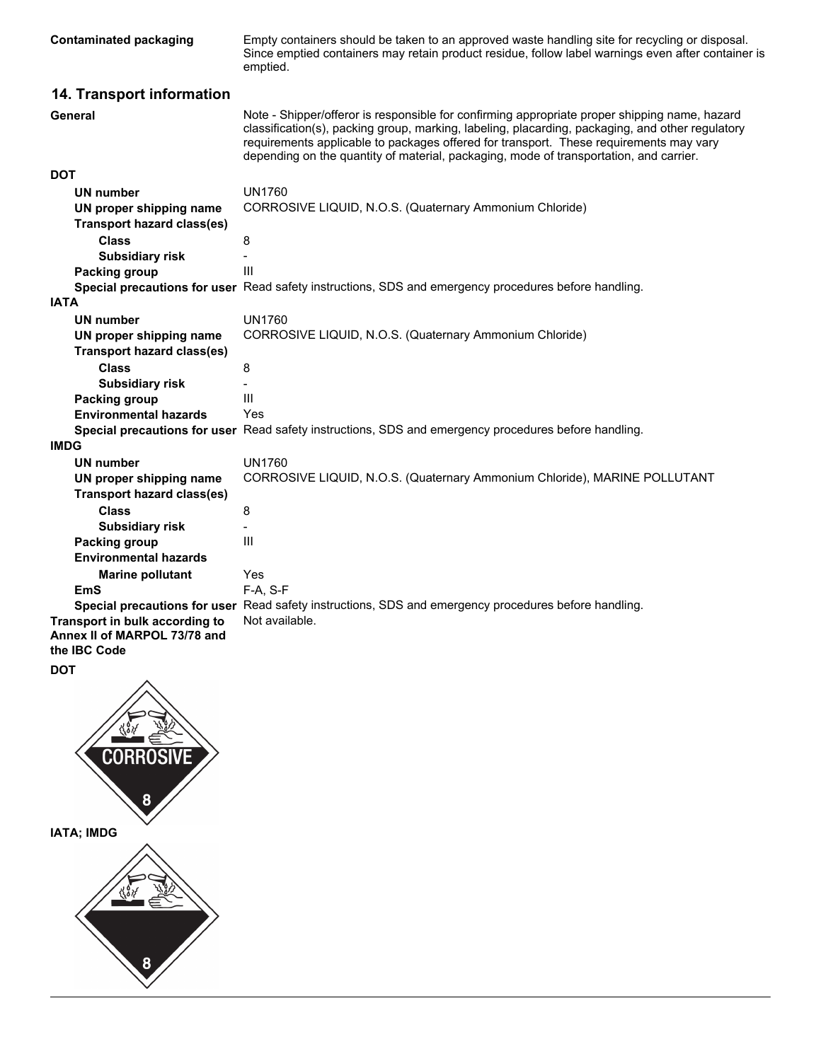**Contaminated packaging** Empty containers should be taken to an approved waste handling site for recycling or disposal. Since emptied containers may retain product residue, follow label warnings even after container is emptied.

## 14. Transport information

**General** Note - Shipper/offeror is responsible for confirming appropriate proper shipping name, hazard classification(s), packing group, marking, labeling, placarding, packaging, and other regulatory requirements applicable to packages offered for transport. These requirements may vary depending on the quantity of material, packaging, mode of transportation, and carrier.

**DOT**

- **UN number** UN1760
- **UN proper shipping name** CORROSIVE LIQUID, N.O.S. (Quaternary Ammonium Chloride)
- **Transport hazard class(es)**
  - **Class** 8
  - **Subsidiary risk** -
- **Packing group** III
- **Special precautions for user** Read safety instructions, SDS and emergency procedures before handling.

**IATA**

- **UN number** UN1760
- **UN proper shipping name** CORROSIVE LIQUID, N.O.S. (Quaternary Ammonium Chloride)
- **Transport hazard class(es)**
  - **Class** 8
  - **Subsidiary risk** -
- **Packing group** III
- **Environmental hazards** Yes
- **Special precautions for user** Read safety instructions, SDS and emergency procedures before handling.

**IMDG**

- **UN number** UN1760
- **UN proper shipping name** CORROSIVE LIQUID, N.O.S. (Quaternary Ammonium Chloride), MARINE POLLUTANT
- **Transport hazard class(es)**
  - **Class** 8
  - **Subsidiary risk** -
- **Packing group** III
- **Environmental hazards**
  - **Marine pollutant** Yes
- **EmS** F-A, S-F
- **Special precautions for user** Read safety instructions, SDS and emergency procedures before handling.

**Transport in bulk according to Annex II of MARPOL 73/78 and the IBC Code** Not available.

**DOT**

**IATA; IMDG**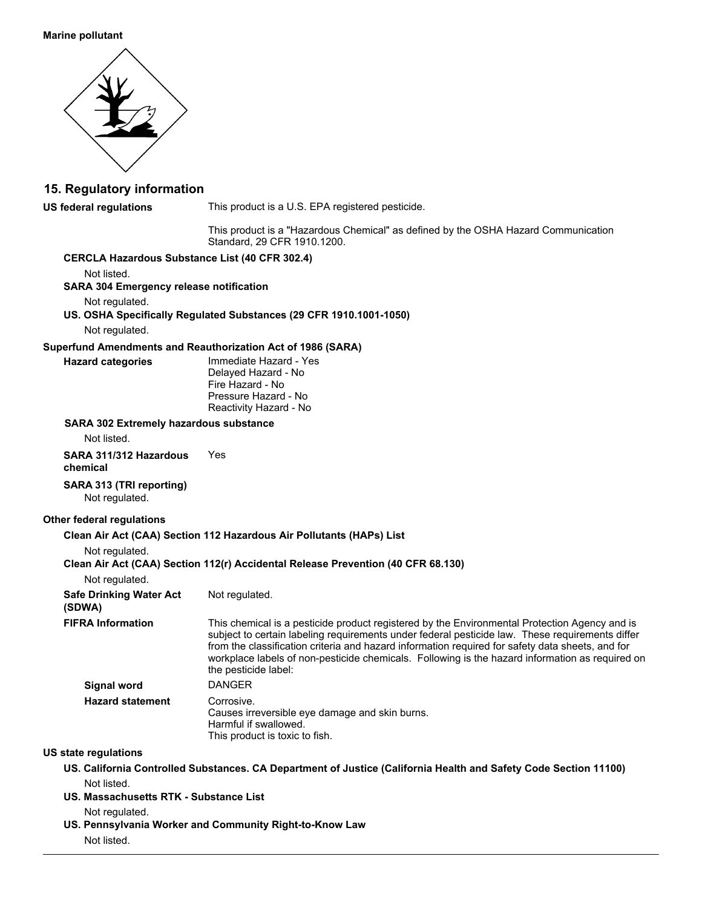**Marine pollutant**

## 15. Regulatory information

**US federal regulations** This product is a U.S. EPA registered pesticide.

This product is a "Hazardous Chemical" as defined by the OSHA Hazard Communication Standard, 29 CFR 1910.1200.

**CERCLA Hazardous Substance List (40 CFR 302.4)**

Not listed.

**SARA 304 Emergency release notification**

Not regulated.

**US. OSHA Specifically Regulated Substances (29 CFR 1910.1001-1050)**

Not regulated.

**Superfund Amendments and Reauthorization Act of 1986 (SARA)**

**Hazard categories**
Immediate Hazard - Yes
Delayed Hazard - No
Fire Hazard - No
Pressure Hazard - No
Reactivity Hazard - No

**SARA 302 Extremely hazardous substance**

Not listed.

**SARA 311/312 Hazardous chemical** Yes

**SARA 313 (TRI reporting)**

Not regulated.

**Other federal regulations**

**Clean Air Act (CAA) Section 112 Hazardous Air Pollutants (HAPs) List**

Not regulated.

**Clean Air Act (CAA) Section 112(r) Accidental Release Prevention (40 CFR 68.130)**

Not regulated.

**Safe Drinking Water Act (SDWA)** Not regulated.

**FIFRA Information** This chemical is a pesticide product registered by the Environmental Protection Agency and is subject to certain labeling requirements under federal pesticide law. These requirements differ from the classification criteria and hazard information required for safety data sheets, and for workplace labels of non-pesticide chemicals. Following is the hazard information as required on the pesticide label:

**Signal word** DANGER

**Hazard statement**
Corrosive.
Causes irreversible eye damage and skin burns.
Harmful if swallowed.
This product is toxic to fish.

**US state regulations**

**US. California Controlled Substances. CA Department of Justice (California Health and Safety Code Section 11100)**

Not listed.

**US. Massachusetts RTK - Substance List**

Not regulated.

**US. Pennsylvania Worker and Community Right-to-Know Law**

Not listed.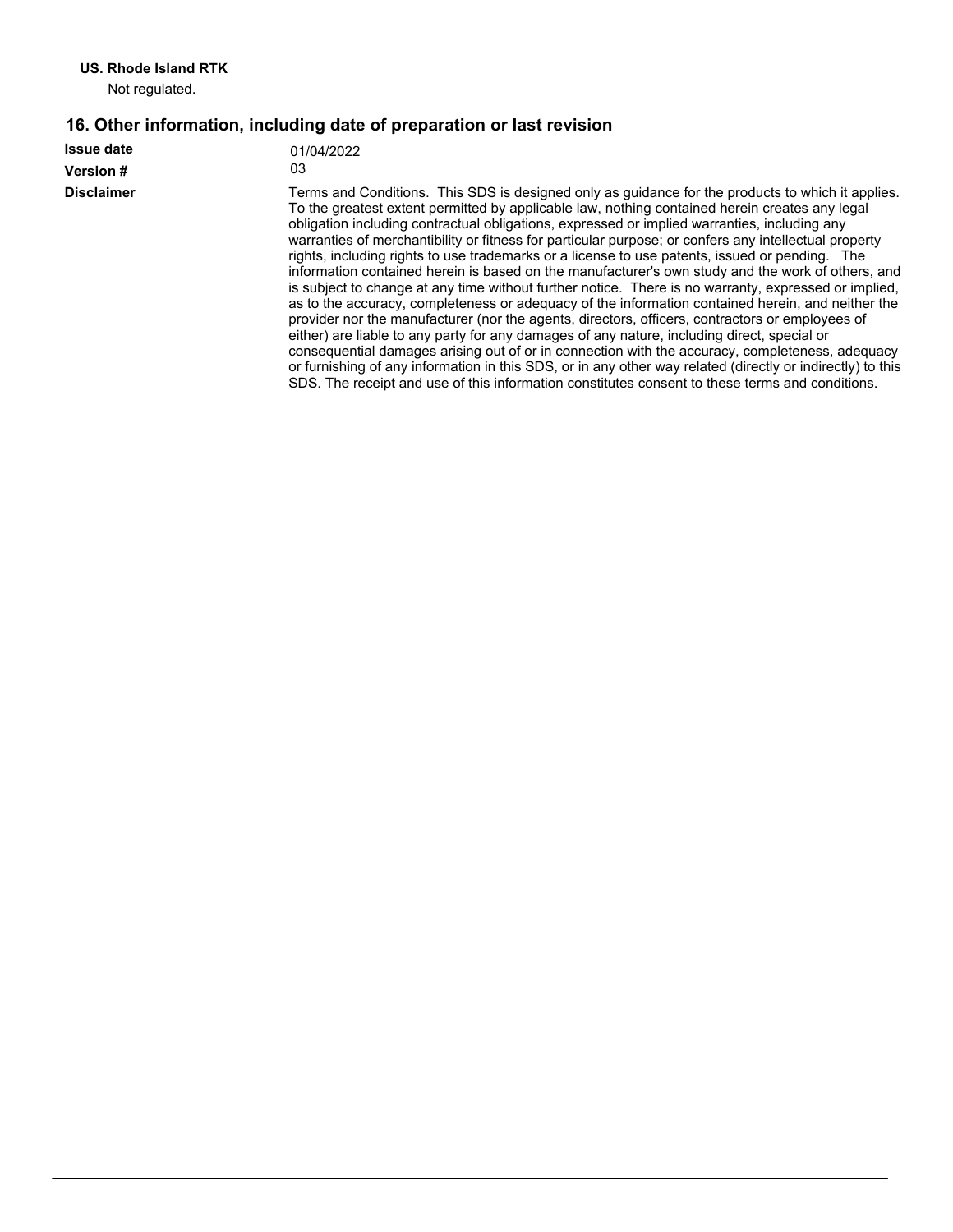**US. Rhode Island RTK**

Not regulated.

## 16. Other information, including date of preparation or last revision

| | |
|---|---|
| **Issue date** | 01/04/2022 |
| **Version #** | 03 |
| **Disclaimer** | Terms and Conditions. This SDS is designed only as guidance for the products to which it applies. To the greatest extent permitted by applicable law, nothing contained herein creates any legal obligation including contractual obligations, expressed or implied warranties, including any warranties of merchantibility or fitness for particular purpose; or confers any intellectual property rights, including rights to use trademarks or a license to use patents, issued or pending. The information contained herein is based on the manufacturer's own study and the work of others, and is subject to change at any time without further notice. There is no warranty, expressed or implied, as to the accuracy, completeness or adequacy of the information contained herein, and neither the provider nor the manufacturer (nor the agents, directors, officers, contractors or employees of either) are liable to any party for any damages of any nature, including direct, special or consequential damages arising out of or in connection with the accuracy, completeness, adequacy or furnishing of any information in this SDS, or in any other way related (directly or indirectly) to this SDS. The receipt and use of this information constitutes consent to these terms and conditions. |